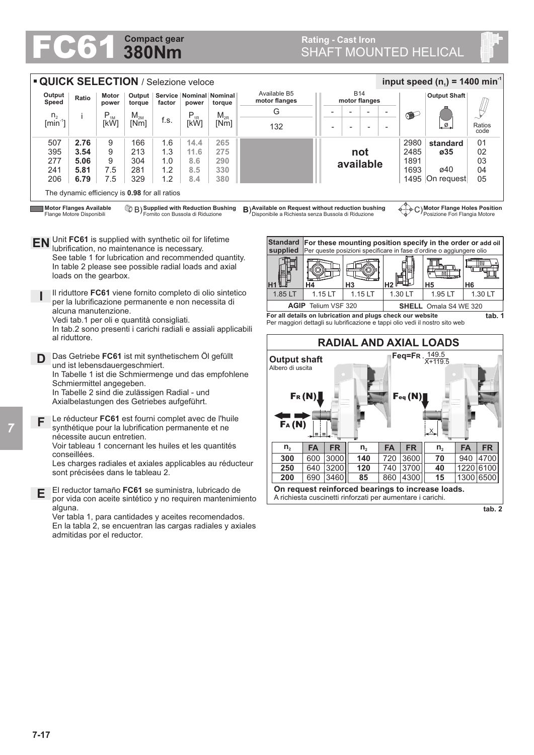# FC61 Compact gear 380Nm

Rating - Cast Iron
SHAFT MOUNTED HELICAL

## QUICK SELECTION / Selezione veloce

input speed ($n_1$) = 1400 min$^{-1}$

| Output Speed $n_2$ [min$^{-1}$] | Ratio i | Motor power $P_{1M}$ [kW] | Output torque $M_{2M}$ [Nm] | Service factor f.s. | Nominal power $P_{1R}$ [kW] | Nominal torque $M_{2R}$ [Nm] | Available B5 motor flanges G 132 | B14 motor flanges | | Output Shaft ø | Ratios code |
|---|---|---|---|---|---|---|---|---|---|---|---|
| 507 | **2.76** | 9 | 166 | 1.6 | **14.4** | **265** | | not available | 2980 | **standard ø35** | 01 |
| 395 | **3.54** | 9 | 213 | 1.3 | **11.6** | **275** | | | 2485 | | 02 |
| 277 | **5.06** | 9 | 304 | 1.0 | **8.6** | **290** | | | 1891 | | 03 |
| 241 | **5.81** | 7.5 | 281 | 1.2 | **8.5** | **330** | | | 1693 | ø40 | 04 |
| 206 | **6.79** | 7.5 | 329 | 1.2 | **8.4** | **380** | | | 1495 | On request | 05 |

The dynamic efficiency is **0.98** for all ratios

**Motor Flanges Available** / Flange Motore Disponibili — B) **Supplied with Reduction Bushing** / Fornito con Bussola di Riduzione — B) **Available on Request without reduction bushing** / Disponibile a Richiesta senza Bussola di Riduzione — C) **Motor Flange Holes Position** / Posizione Fori Flangia Motore

**EN** Unit **FC61** is supplied with synthetic oil for lifetime lubrification, no maintenance is necessary.
See table 1 for lubrication and recommended quantity.
In table 2 please see possible radial loads and axial loads on the gearbox.

**I** Il riduttore **FC61** viene fornito completo di olio sintetico per la lubrificazione permanente e non necessita di alcuna manutenzione.
Vedi tab.1 per oli e quantità consigliati.
In tab.2 sono presenti i carichi radiali e assiali applicabili al riduttore.

**D** Das Getriebe **FC61** ist mit synthetischem Öl gefüllt und ist lebensdauergeschmiert.
In Tabelle 1 ist die Schmiermenge und das empfohlene Schmiermittel angegeben.
In Tabelle 2 sind die zulässigen Radial - und Axialbelastungen des Getriebes aufgeführt.

**F** Le réducteur **FC61** est fourni complet avec de l'huile synthétique pour la lubrification permanente et ne nécessite aucun entretien.
Voir tableau 1 concernant les huiles et les quantités conseillées.
Les charges radiales et axiales applicables au réducteur sont précisées dans le tableau 2.

**E** El reductor tamaño **FC61** se suministra, lubricado de por vida con aceite sintético y no requiren mantenimiento alguna.
Ver tabla 1, para cantidades y aceites recomendados.
En la tabla 2, se encuentran las cargas radiales y axiales admitidas por el reductor.

| Standard supplied | For these mounting position specify in the order or add oil / Per queste posizioni specificare in fase d'ordine o aggiungere olio | | | | |
|---|---|---|---|---|---|
| H1 | H4 | H3 | H2 | H5 | H6 |
| 1.85 LT | 1.15 LT | 1.15 LT | 1.30 LT | 1.95 LT | 1.30 LT |
| **AGIP** Telium VSF 320 | | | **SHELL** Omala S4 WE 320 | | |

**For all details on lubrication and plugs check our website**
Per maggiori dettagli su lubrificazione e tappi olio vedi il nostro sito web

**tab. 1**

## RADIAL AND AXIAL LOADS

**Output shaft**
Albero di uscita

$F_{eq} = F_R \cdot \frac{149.5}{X+119.5}$

| $n_2$ | FA | FR | $n_2$ | FA | FR | $n_2$ | FA | FR |
|---|---|---|---|---|---|---|---|---|
| **300** | 600 | 3000 | **140** | 720 | 3600 | **70** | 940 | 4700 |
| **250** | 640 | 3200 | **120** | 740 | 3700 | **40** | 1220 | 6100 |
| **200** | 690 | 3460 | **85** | 860 | 4300 | **15** | 1300 | 6500 |

**On request reinforced bearings to increase loads.**
A richiesta cuscinetti rinforzati per aumentare i carichi.

**tab. 2**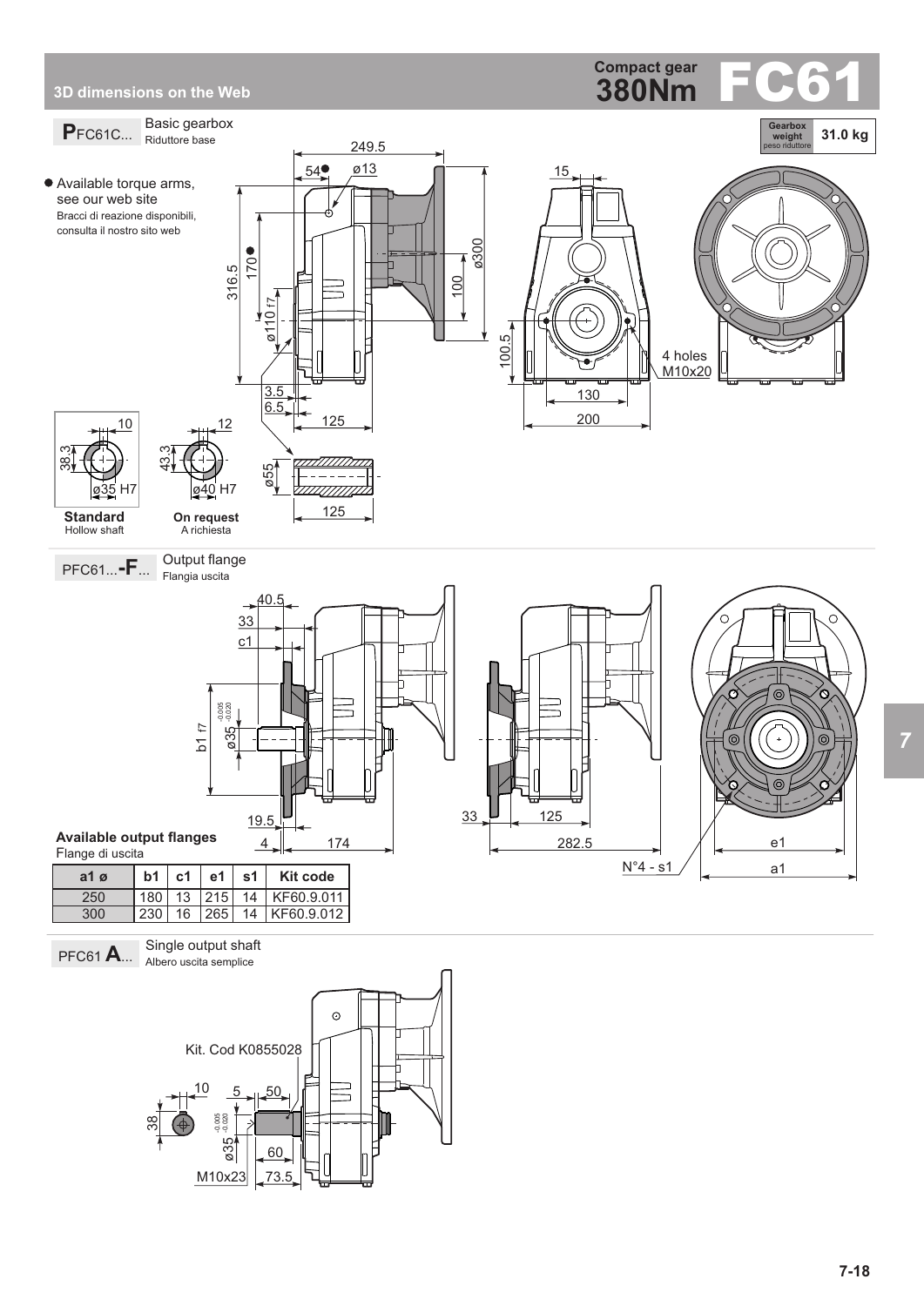3D dimensions on the Web

# Compact gear 380Nm FC61

## PFC61C... Basic gearbox
Riduttore base

Gearbox weight / peso riduttore: **31.0 kg**

● Available torque arms, see our web site
Bracci di reazione disponibili, consulta il nostro sito web

249.5
54●
ø13
15
316.5
170●
ø110 f7
ø300
100
100.5
4 holes M10x20
3.5
6.5
125
130
200

10
38.3
ø35 H7
**Standard**
Hollow shaft

12
43.3
ø40 H7
**On request**
A richiesta

ø55
125

## PFC61...-F... Output flange
Flangia uscita

40.5
33
c1
b1 f7
ø35 -0.005 -0.020
19.5
4
174
33
125
282.5
N°4 - s1
e1
a1

**Available output flanges**
Flange di uscita

| a1 ø | b1 | c1 | e1 | s1 | Kit code |
|---|---|---|---|---|---|
| 250 | 180 | 13 | 215 | 14 | KF60.9.011 |
| 300 | 230 | 16 | 265 | 14 | KF60.9.012 |

## PFC61 A... Single output shaft
Albero uscita semplice

Kit. Cod K0855028
10
5
50
38
ø35 -0.005 -0.020
60
M10x23
73.5